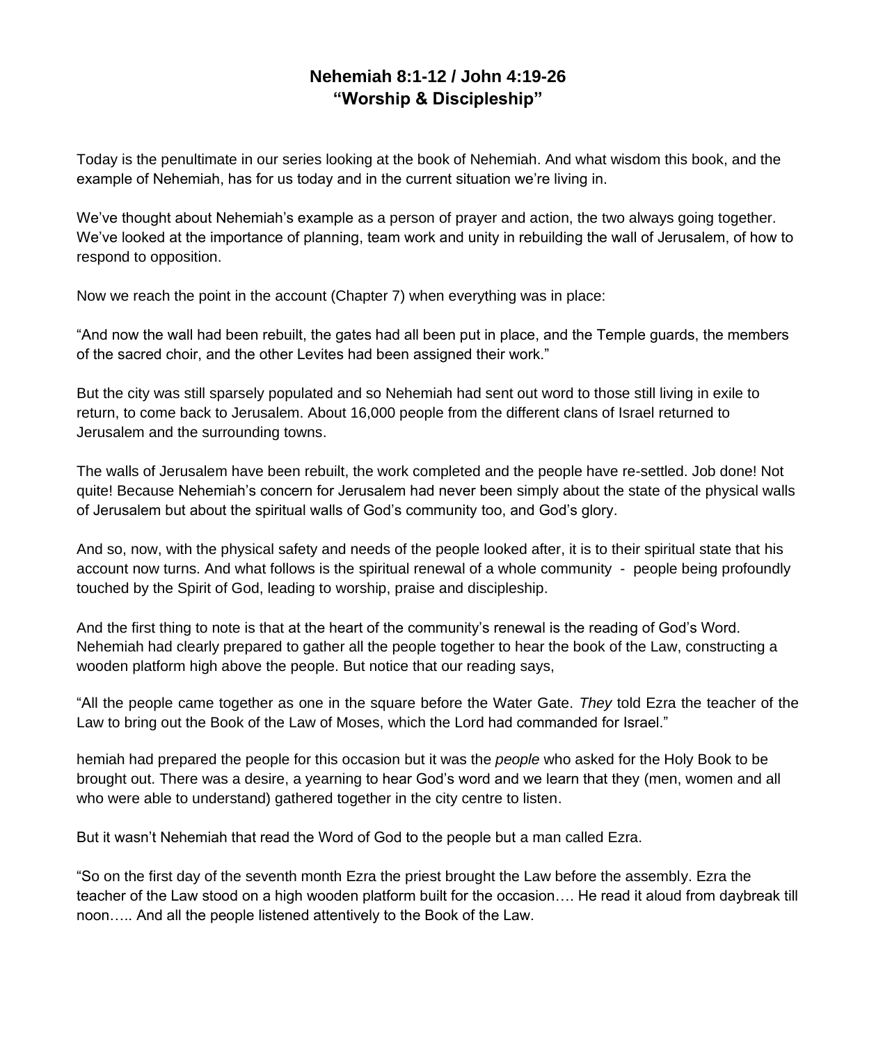# Nehemiah 8:1-12 / John 4:19-26
# "Worship & Discipleship"

Today is the penultimate in our series looking at the book of Nehemiah. And what wisdom this book, and the example of Nehemiah, has for us today and in the current situation we're living in.

We've thought about Nehemiah's example as a person of prayer and action, the two always going together. We've looked at the importance of planning, team work and unity in rebuilding the wall of Jerusalem, of how to respond to opposition.

Now we reach the point in the account (Chapter 7) when everything was in place:

"And now the wall had been rebuilt, the gates had all been put in place, and the Temple guards, the members of the sacred choir, and the other Levites had been assigned their work."

But the city was still sparsely populated and so Nehemiah had sent out word to those still living in exile to return, to come back to Jerusalem. About 16,000 people from the different clans of Israel returned to Jerusalem and the surrounding towns.

The walls of Jerusalem have been rebuilt, the work completed and the people have re-settled. Job done! Not quite! Because Nehemiah's concern for Jerusalem had never been simply about the state of the physical walls of Jerusalem but about the spiritual walls of God's community too, and God's glory.

And so, now, with the physical safety and needs of the people looked after, it is to their spiritual state that his account now turns. And what follows is the spiritual renewal of a whole community - people being profoundly touched by the Spirit of God, leading to worship, praise and discipleship.

And the first thing to note is that at the heart of the community's renewal is the reading of God's Word. Nehemiah had clearly prepared to gather all the people together to hear the book of the Law, constructing a wooden platform high above the people. But notice that our reading says,

"All the people came together as one in the square before the Water Gate. *They* told Ezra the teacher of the Law to bring out the Book of the Law of Moses, which the Lord had commanded for Israel."

hemiah had prepared the people for this occasion but it was the *people* who asked for the Holy Book to be brought out. There was a desire, a yearning to hear God's word and we learn that they (men, women and all who were able to understand) gathered together in the city centre to listen.

But it wasn't Nehemiah that read the Word of God to the people but a man called Ezra.

"So on the first day of the seventh month Ezra the priest brought the Law before the assembly. Ezra the teacher of the Law stood on a high wooden platform built for the occasion…. He read it aloud from daybreak till noon….. And all the people listened attentively to the Book of the Law.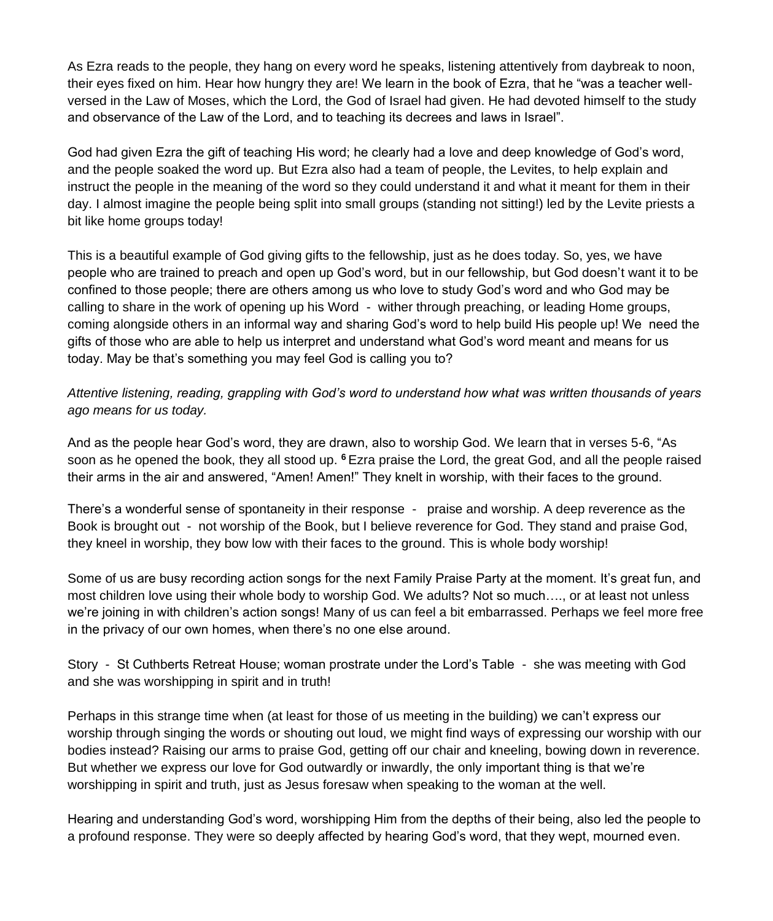As Ezra reads to the people, they hang on every word he speaks, listening attentively from daybreak to noon, their eyes fixed on him. Hear how hungry they are! We learn in the book of Ezra, that he "was a teacher well-versed in the Law of Moses, which the Lord, the God of Israel had given. He had devoted himself to the study and observance of the Law of the Lord, and to teaching its decrees and laws in Israel".

God had given Ezra the gift of teaching His word; he clearly had a love and deep knowledge of God's word, and the people soaked the word up. But Ezra also had a team of people, the Levites, to help explain and instruct the people in the meaning of the word so they could understand it and what it meant for them in their day. I almost imagine the people being split into small groups (standing not sitting!) led by the Levite priests a bit like home groups today!

This is a beautiful example of God giving gifts to the fellowship, just as he does today. So, yes, we have people who are trained to preach and open up God's word, but in our fellowship, but God doesn't want it to be confined to those people; there are others among us who love to study God's word and who God may be calling to share in the work of opening up his Word - wither through preaching, or leading Home groups, coming alongside others in an informal way and sharing God's word to help build His people up! We need the gifts of those who are able to help us interpret and understand what God's word meant and means for us today. May be that's something you may feel God is calling you to?

*Attentive listening, reading, grappling with God's word to understand how what was written thousands of years ago means for us today.*

And as the people hear God's word, they are drawn, also to worship God. We learn that in verses 5-6, "As soon as he opened the book, they all stood up. **6** Ezra praise the Lord, the great God, and all the people raised their arms in the air and answered, "Amen! Amen!" They knelt in worship, with their faces to the ground.

There's a wonderful sense of spontaneity in their response - praise and worship. A deep reverence as the Book is brought out - not worship of the Book, but I believe reverence for God. They stand and praise God, they kneel in worship, they bow low with their faces to the ground. This is whole body worship!

Some of us are busy recording action songs for the next Family Praise Party at the moment. It's great fun, and most children love using their whole body to worship God. We adults? Not so much…., or at least not unless we're joining in with children's action songs! Many of us can feel a bit embarrassed. Perhaps we feel more free in the privacy of our own homes, when there's no one else around.

Story - St Cuthberts Retreat House; woman prostrate under the Lord's Table - she was meeting with God and she was worshipping in spirit and in truth!

Perhaps in this strange time when (at least for those of us meeting in the building) we can't express our worship through singing the words or shouting out loud, we might find ways of expressing our worship with our bodies instead? Raising our arms to praise God, getting off our chair and kneeling, bowing down in reverence. But whether we express our love for God outwardly or inwardly, the only important thing is that we're worshipping in spirit and truth, just as Jesus foresaw when speaking to the woman at the well.

Hearing and understanding God's word, worshipping Him from the depths of their being, also led the people to a profound response. They were so deeply affected by hearing God's word, that they wept, mourned even.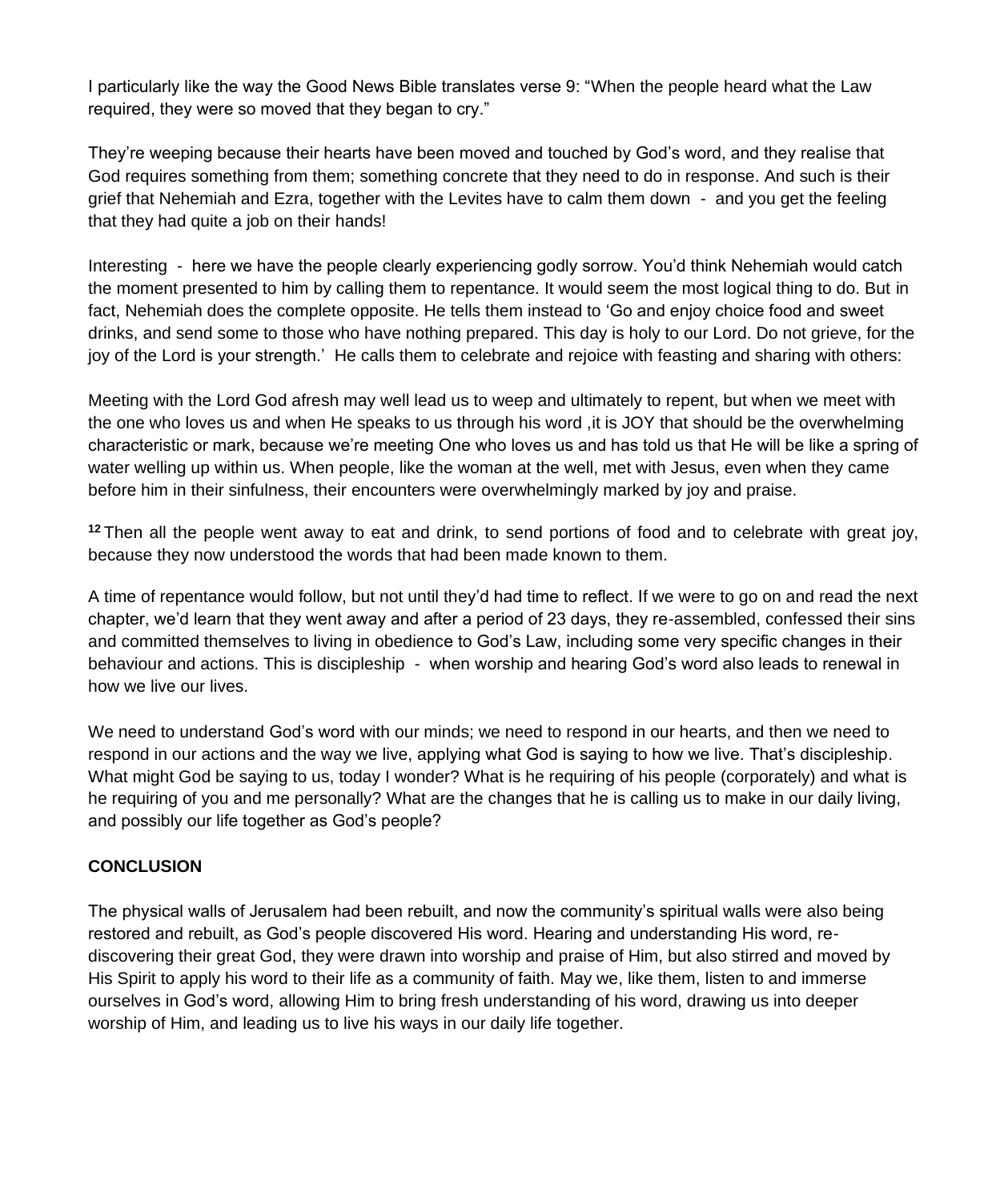I particularly like the way the Good News Bible translates verse 9: "When the people heard what the Law required, they were so moved that they began to cry."

They're weeping because their hearts have been moved and touched by God's word, and they realise that God requires something from them; something concrete that they need to do in response. And such is their grief that Nehemiah and Ezra, together with the Levites have to calm them down - and you get the feeling that they had quite a job on their hands!

Interesting - here we have the people clearly experiencing godly sorrow. You'd think Nehemiah would catch the moment presented to him by calling them to repentance. It would seem the most logical thing to do. But in fact, Nehemiah does the complete opposite. He tells them instead to 'Go and enjoy choice food and sweet drinks, and send some to those who have nothing prepared. This day is holy to our Lord. Do not grieve, for the joy of the Lord is your strength.' He calls them to celebrate and rejoice with feasting and sharing with others:

Meeting with the Lord God afresh may well lead us to weep and ultimately to repent, but when we meet with the one who loves us and when He speaks to us through his word ,it is JOY that should be the overwhelming characteristic or mark, because we're meeting One who loves us and has told us that He will be like a spring of water welling up within us. When people, like the woman at the well, met with Jesus, even when they came before him in their sinfulness, their encounters were overwhelmingly marked by joy and praise.

**12** Then all the people went away to eat and drink, to send portions of food and to celebrate with great joy, because they now understood the words that had been made known to them.

A time of repentance would follow, but not until they'd had time to reflect. If we were to go on and read the next chapter, we'd learn that they went away and after a period of 23 days, they re-assembled, confessed their sins and committed themselves to living in obedience to God's Law, including some very specific changes in their behaviour and actions. This is discipleship - when worship and hearing God's word also leads to renewal in how we live our lives.

We need to understand God's word with our minds; we need to respond in our hearts, and then we need to respond in our actions and the way we live, applying what God is saying to how we live. That's discipleship. What might God be saying to us, today I wonder? What is he requiring of his people (corporately) and what is he requiring of you and me personally? What are the changes that he is calling us to make in our daily living, and possibly our life together as God's people?

**CONCLUSION**

The physical walls of Jerusalem had been rebuilt, and now the community's spiritual walls were also being restored and rebuilt, as God's people discovered His word. Hearing and understanding His word, re-discovering their great God, they were drawn into worship and praise of Him, but also stirred and moved by His Spirit to apply his word to their life as a community of faith. May we, like them, listen to and immerse ourselves in God's word, allowing Him to bring fresh understanding of his word, drawing us into deeper worship of Him, and leading us to live his ways in our daily life together.